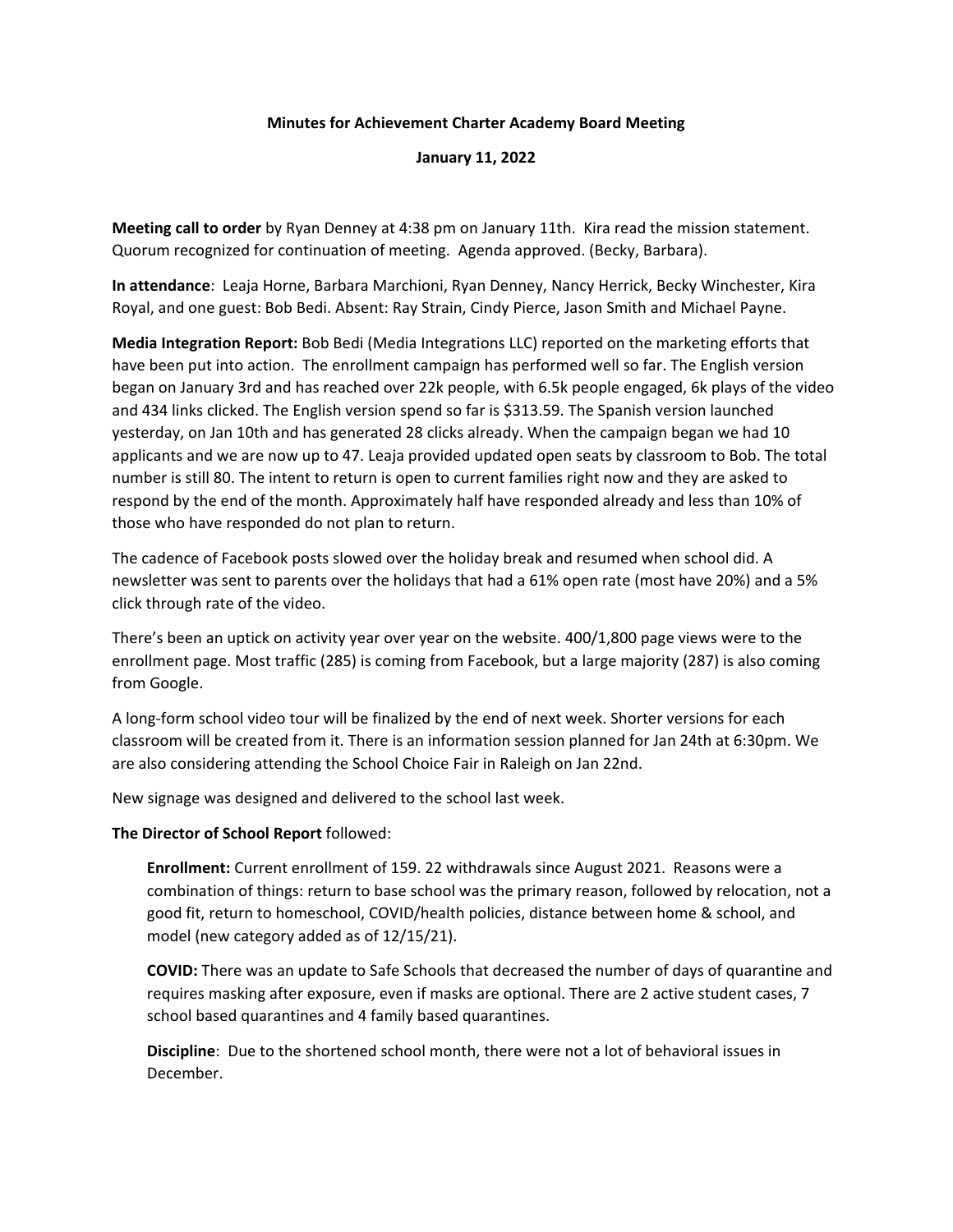**Minutes for Achievement Charter Academy Board Meeting**

**January 11, 2022**

**Meeting call to order** by Ryan Denney at 4:38 pm on January 11th. Kira read the mission statement. Quorum recognized for continuation of meeting. Agenda approved. (Becky, Barbara).

**In attendance**: Leaja Horne, Barbara Marchioni, Ryan Denney, Nancy Herrick, Becky Winchester, Kira Royal, and one guest: Bob Bedi. Absent: Ray Strain, Cindy Pierce, Jason Smith and Michael Payne.

**Media Integration Report:** Bob Bedi (Media Integrations LLC) reported on the marketing efforts that have been put into action. The enrollment campaign has performed well so far. The English version began on January 3rd and has reached over 22k people, with 6.5k people engaged, 6k plays of the video and 434 links clicked. The English version spend so far is $313.59. The Spanish version launched yesterday, on Jan 10th and has generated 28 clicks already. When the campaign began we had 10 applicants and we are now up to 47. Leaja provided updated open seats by classroom to Bob. The total number is still 80. The intent to return is open to current families right now and they are asked to respond by the end of the month. Approximately half have responded already and less than 10% of those who have responded do not plan to return.

The cadence of Facebook posts slowed over the holiday break and resumed when school did. A newsletter was sent to parents over the holidays that had a 61% open rate (most have 20%) and a 5% click through rate of the video.

There's been an uptick on activity year over year on the website. 400/1,800 page views were to the enrollment page. Most traffic (285) is coming from Facebook, but a large majority (287) is also coming from Google.

A long-form school video tour will be finalized by the end of next week. Shorter versions for each classroom will be created from it. There is an information session planned for Jan 24th at 6:30pm. We are also considering attending the School Choice Fair in Raleigh on Jan 22nd.

New signage was designed and delivered to the school last week.

**The Director of School Report** followed:

> **Enrollment:** Current enrollment of 159. 22 withdrawals since August 2021. Reasons were a combination of things: return to base school was the primary reason, followed by relocation, not a good fit, return to homeschool, COVID/health policies, distance between home & school, and model (new category added as of 12/15/21).
>
> **COVID:** There was an update to Safe Schools that decreased the number of days of quarantine and requires masking after exposure, even if masks are optional. There are 2 active student cases, 7 school based quarantines and 4 family based quarantines.
>
> **Discipline**: Due to the shortened school month, there were not a lot of behavioral issues in December.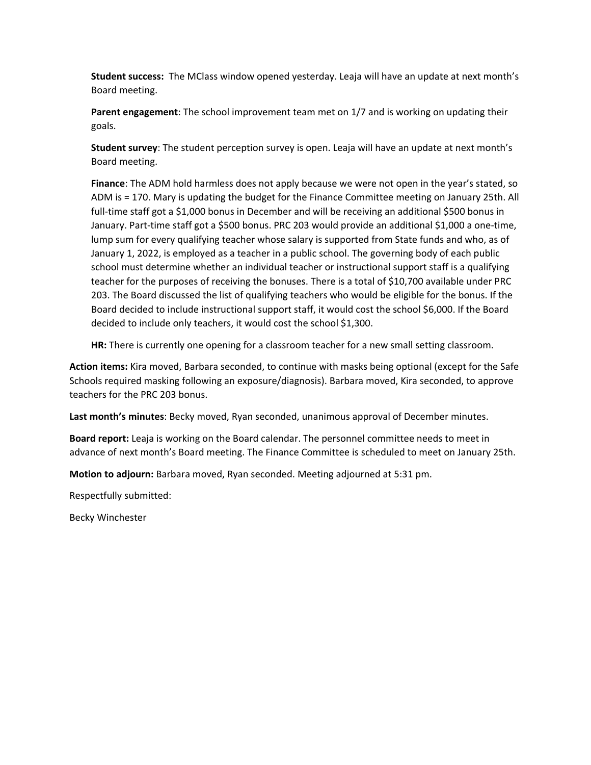**Student success:** The MClass window opened yesterday. Leaja will have an update at next month's Board meeting.

**Parent engagement**: The school improvement team met on 1/7 and is working on updating their goals.

**Student survey**: The student perception survey is open. Leaja will have an update at next month's Board meeting.

**Finance**: The ADM hold harmless does not apply because we were not open in the year's stated, so ADM is = 170. Mary is updating the budget for the Finance Committee meeting on January 25th. All full-time staff got a $1,000 bonus in December and will be receiving an additional $500 bonus in January. Part-time staff got a $500 bonus. PRC 203 would provide an additional $1,000 a one-time, lump sum for every qualifying teacher whose salary is supported from State funds and who, as of January 1, 2022, is employed as a teacher in a public school. The governing body of each public school must determine whether an individual teacher or instructional support staff is a qualifying teacher for the purposes of receiving the bonuses. There is a total of $10,700 available under PRC 203. The Board discussed the list of qualifying teachers who would be eligible for the bonus. If the Board decided to include instructional support staff, it would cost the school $6,000. If the Board decided to include only teachers, it would cost the school $1,300.

**HR:** There is currently one opening for a classroom teacher for a new small setting classroom.

**Action items:** Kira moved, Barbara seconded, to continue with masks being optional (except for the Safe Schools required masking following an exposure/diagnosis). Barbara moved, Kira seconded, to approve teachers for the PRC 203 bonus.

**Last month's minutes**: Becky moved, Ryan seconded, unanimous approval of December minutes.

**Board report:** Leaja is working on the Board calendar. The personnel committee needs to meet in advance of next month's Board meeting. The Finance Committee is scheduled to meet on January 25th.

**Motion to adjourn:** Barbara moved, Ryan seconded. Meeting adjourned at 5:31 pm.

Respectfully submitted:

Becky Winchester